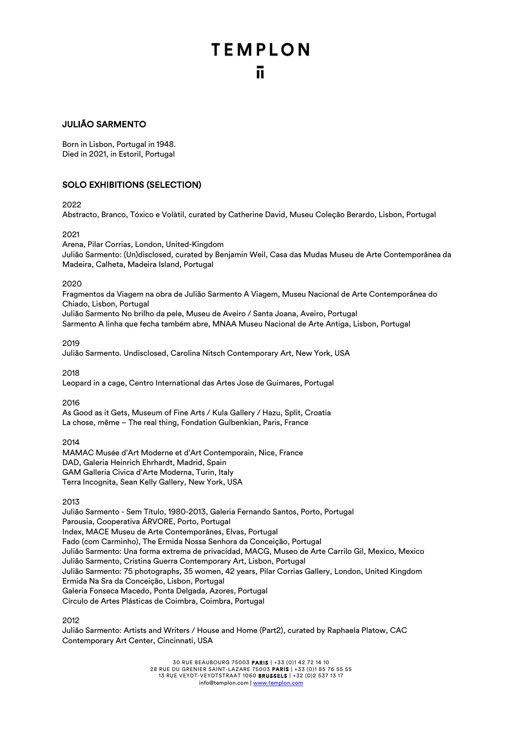# TEMPLON

## JULIÃO SARMENTO

Born in Lisbon, Portugal in 1948.
Died in 2021, in Estoril, Portugal

## SOLO EXHIBITIONS (SELECTION)

2022
Abstracto, Branco, Tóxico e Volàtil, curated by Catherine David, Museu Coleção Berardo, Lisbon, Portugal

2021
Arena, Pilar Corrias, London, United-Kingdom
Julião Sarmento: (Un)disclosed, curated by Benjamin Weil, Casa das Mudas Museu de Arte Contemporânea da Madeira, Calheta, Madeira Island, Portugal

2020
Fragmentos da Viagem na obra de Julião Sarmento A Viagem, Museu Nacional de Arte Contemporânea do Chiado, Lisbon, Portugal
Julião Sarmento No brilho da pele, Museu de Aveiro / Santa Joana, Aveiro, Portugal
Sarmento A linha que fecha também abre, MNAA Museu Nacional de Arte Antiga, Lisbon, Portugal

2019
Julião Sarmento. Undisclosed, Carolina Nitsch Contemporary Art, New York, USA

2018
Leopard in a cage, Centro International das Artes Jose de Guimares, Portugal

2016
As Good as it Gets, Museum of Fine Arts / Kula Gallery / Hazu, Split, Croatia
La chose, même – The real thing, Fondation Gulbenkian, Paris, France

2014
MAMAC Musée d'Art Moderne et d'Art Contemporain, Nice, France
DAD, Galeria Heinrich Ehrhardt, Madrid, Spain
GAM Galleria Civica d'Arte Moderna, Turin, Italy
Terra Incognita, Sean Kelly Gallery, New York, USA

2013
Julião Sarmento - Sem Título, 1980-2013, Galeria Fernando Santos, Porto, Portugal
Parousia, Cooperativa ÁRVORE, Porto, Portugal
Index, MACE Museu de Arte Contemporânes, Elvas, Portugal
Fado (com Carminho), The Ermida Nossa Senhora da Conceição, Portugal
Julião Sarmento: Una forma extrema de privacidad, MACG, Museo de Arte Carrilo Gil, Mexico, Mexico
Julião Sarmento, Cristina Guerra Contemporary Art, Lisbon, Portugal
Julião Sarmento: 75 photographs, 35 women, 42 years, Pilar Corrias Gallery, London, United Kingdom
Ermida Na Sra da Conceição, Lisbon, Portugal
Galeria Fonseca Macedo, Ponta Delgada, Azores, Portugal
Círculo de Artes Plásticas de Coimbra, Coimbra, Portugal

2012
Julião Sarmento: Artists and Writers / House and Home (Part2), curated by Raphaela Platow, CAC Contemporary Art Center, Cincinnati, USA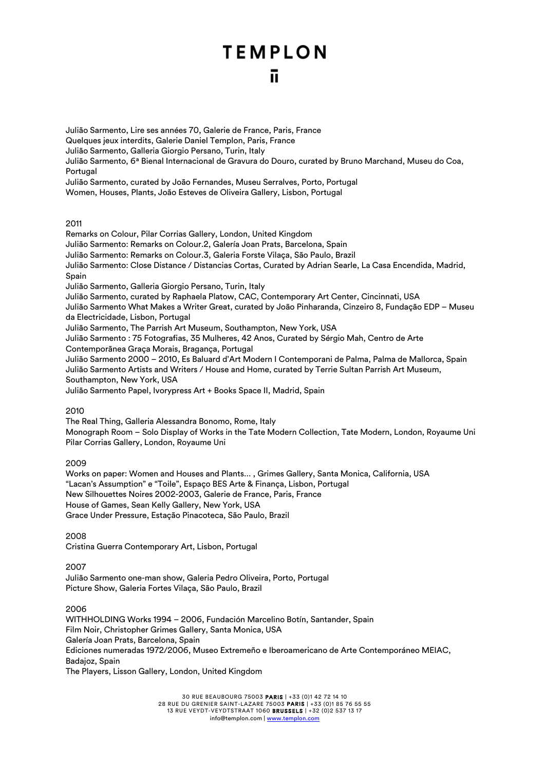Julião Sarmento, Lire ses années 70, Galerie de France, Paris, France
Quelques jeux interdits, Galerie Daniel Templon, Paris, France
Julião Sarmento, Galleria Giorgio Persano, Turin, Italy
Julião Sarmento, 6ª Bienal Internacional de Gravura do Douro, curated by Bruno Marchand, Museu do Coa, Portugal
Julião Sarmento, curated by João Fernandes, Museu Serralves, Porto, Portugal
Women, Houses, Plants, João Esteves de Oliveira Gallery, Lisbon, Portugal

2011
Remarks on Colour, Pilar Corrias Gallery, London, United Kingdom
Julião Sarmento: Remarks on Colour.2, Galería Joan Prats, Barcelona, Spain
Julião Sarmento: Remarks on Colour.3, Galeria Forste Vilaça, São Paulo, Brazil
Julião Sarmento: Close Distance / Distancias Cortas, Curated by Adrian Searle, La Casa Encendida, Madrid, Spain
Julião Sarmento, Galleria Giorgio Persano, Turin, Italy
Julião Sarmento, curated by Raphaela Platow, CAC, Contemporary Art Center, Cincinnati, USA
Julião Sarmento What Makes a Writer Great, curated by João Pinharanda, Cinzeiro 8, Fundação EDP – Museu da Electricidade, Lisbon, Portugal
Julião Sarmento, The Parrish Art Museum, Southampton, New York, USA
Julião Sarmento : 75 Fotografias, 35 Mulheres, 42 Anos, Curated by Sérgio Mah, Centro de Arte Contemporânea Graça Morais, Bragança, Portugal
Julião Sarmento 2000 – 2010, Es Baluard d'Art Modern I Contemporani de Palma, Palma de Mallorca, Spain
Julião Sarmento Artists and Writers / House and Home, curated by Terrie Sultan Parrish Art Museum, Southampton, New York, USA
Julião Sarmento Papel, Ivorypress Art + Books Space II, Madrid, Spain

2010
The Real Thing, Galleria Alessandra Bonomo, Rome, Italy
Monograph Room – Solo Display of Works in the Tate Modern Collection, Tate Modern, London, Royaume Uni
Pilar Corrias Gallery, London, Royaume Uni

2009
Works on paper: Women and Houses and Plants... , Grimes Gallery, Santa Monica, California, USA
"Lacan's Assumption" e "Toile", Espaço BES Arte & Finança, Lisbon, Portugal
New Silhouettes Noires 2002-2003, Galerie de France, Paris, France
House of Games, Sean Kelly Gallery, New York, USA
Grace Under Pressure, Estação Pinacoteca, São Paulo, Brazil

2008
Cristina Guerra Contemporary Art, Lisbon, Portugal

2007
Julião Sarmento one-man show, Galeria Pedro Oliveira, Porto, Portugal
Picture Show, Galeria Fortes Vilaça, São Paulo, Brazil

2006
WITHHOLDING Works 1994 – 2006, Fundación Marcelino Botín, Santander, Spain
Film Noir, Christopher Grimes Gallery, Santa Monica, USA
Galería Joan Prats, Barcelona, Spain
Ediciones numeradas 1972/2006, Museo Extremeño e Iberoamericano de Arte Contemporáneo MEIAC, Badajoz, Spain
The Players, Lisson Gallery, London, United Kingdom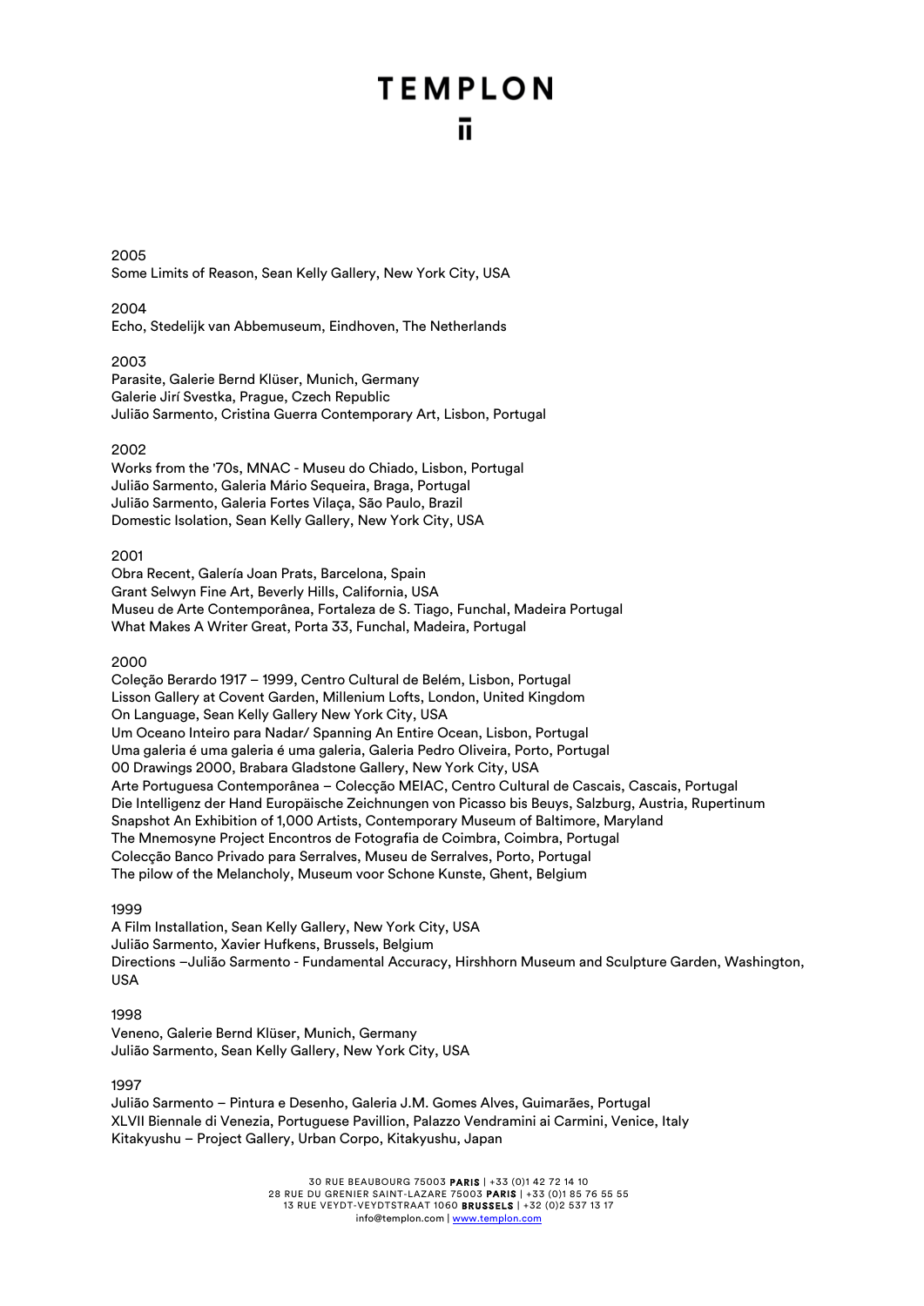2005

Some Limits of Reason, Sean Kelly Gallery, New York City, USA

2004

Echo, Stedelijk van Abbemuseum, Eindhoven, The Netherlands

2003

Parasite, Galerie Bernd Klüser, Munich, Germany
Galerie Jirí Svestka, Prague, Czech Republic
Julião Sarmento, Cristina Guerra Contemporary Art, Lisbon, Portugal

2002

Works from the '70s, MNAC - Museu do Chiado, Lisbon, Portugal
Julião Sarmento, Galeria Mário Sequeira, Braga, Portugal
Julião Sarmento, Galeria Fortes Vilaça, São Paulo, Brazil
Domestic Isolation, Sean Kelly Gallery, New York City, USA

2001

Obra Recent, Galería Joan Prats, Barcelona, Spain
Grant Selwyn Fine Art, Beverly Hills, California, USA
Museu de Arte Contemporânea, Fortaleza de S. Tiago, Funchal, Madeira Portugal
What Makes A Writer Great, Porta 33, Funchal, Madeira, Portugal

2000

Coleção Berardo 1917 – 1999, Centro Cultural de Belém, Lisbon, Portugal
Lisson Gallery at Covent Garden, Millenium Lofts, London, United Kingdom
On Language, Sean Kelly Gallery New York City, USA
Um Oceano Inteiro para Nadar/ Spanning An Entire Ocean, Lisbon, Portugal
Uma galeria é uma galeria é uma galeria, Galeria Pedro Oliveira, Porto, Portugal
00 Drawings 2000, Brabara Gladstone Gallery, New York City, USA
Arte Portuguesa Contemporânea – Colecção MEIAC, Centro Cultural de Cascais, Cascais, Portugal
Die Intelligenz der Hand Europäische Zeichnungen von Picasso bis Beuys, Salzburg, Austria, Rupertinum
Snapshot An Exhibition of 1,000 Artists, Contemporary Museum of Baltimore, Maryland
The Mnemosyne Project Encontros de Fotografia de Coimbra, Coimbra, Portugal
Colecção Banco Privado para Serralves, Museu de Serralves, Porto, Portugal
The pilow of the Melancholy, Museum voor Schone Kunste, Ghent, Belgium

1999

A Film Installation, Sean Kelly Gallery, New York City, USA
Julião Sarmento, Xavier Hufkens, Brussels, Belgium
Directions –Julião Sarmento - Fundamental Accuracy, Hirshhorn Museum and Sculpture Garden, Washington, USA

1998

Veneno, Galerie Bernd Klüser, Munich, Germany
Julião Sarmento, Sean Kelly Gallery, New York City, USA

1997

Julião Sarmento – Pintura e Desenho, Galeria J.M. Gomes Alves, Guimarães, Portugal
XLVII Biennale di Venezia, Portuguese Pavillion, Palazzo Vendramini ai Carmini, Venice, Italy
Kitakyushu – Project Gallery, Urban Corpo, Kitakyushu, Japan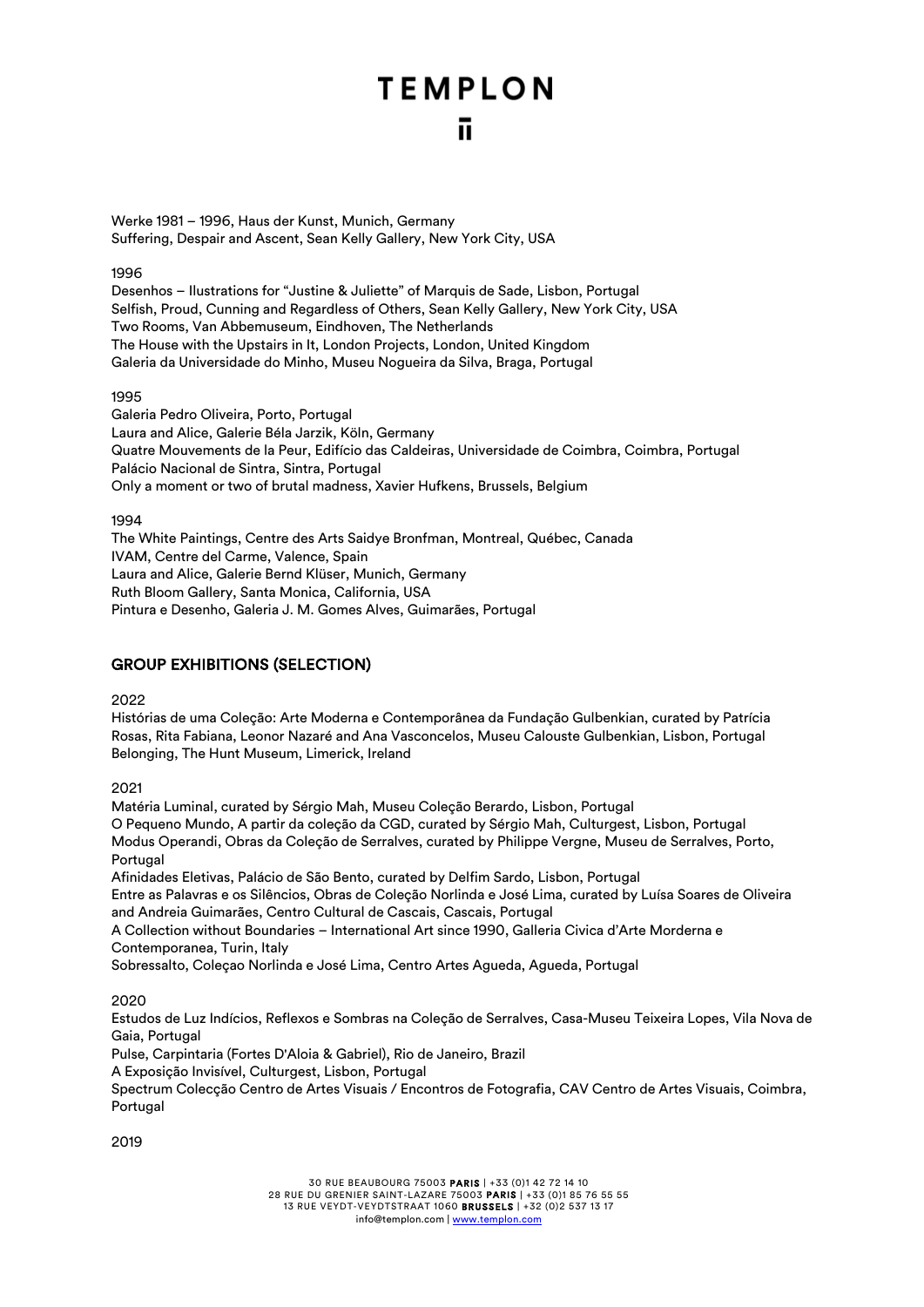Werke 1981 – 1996, Haus der Kunst, Munich, Germany
Suffering, Despair and Ascent, Sean Kelly Gallery, New York City, USA

1996
Desenhos – Ilustrations for "Justine & Juliette" of Marquis de Sade, Lisbon, Portugal
Selfish, Proud, Cunning and Regardless of Others, Sean Kelly Gallery, New York City, USA
Two Rooms, Van Abbemuseum, Eindhoven, The Netherlands
The House with the Upstairs in It, London Projects, London, United Kingdom
Galeria da Universidade do Minho, Museu Nogueira da Silva, Braga, Portugal

1995
Galeria Pedro Oliveira, Porto, Portugal
Laura and Alice, Galerie Béla Jarzik, Köln, Germany
Quatre Mouvements de la Peur, Edifício das Caldeiras, Universidade de Coimbra, Coimbra, Portugal
Palácio Nacional de Sintra, Sintra, Portugal
Only a moment or two of brutal madness, Xavier Hufkens, Brussels, Belgium

1994
The White Paintings, Centre des Arts Saidye Bronfman, Montreal, Québec, Canada
IVAM, Centre del Carme, Valence, Spain
Laura and Alice, Galerie Bernd Klüser, Munich, Germany
Ruth Bloom Gallery, Santa Monica, California, USA
Pintura e Desenho, Galeria J. M. Gomes Alves, Guimarães, Portugal

## GROUP EXHIBITIONS (SELECTION)

2022
Histórias de uma Coleção: Arte Moderna e Contemporânea da Fundação Gulbenkian, curated by Patrícia Rosas, Rita Fabiana, Leonor Nazaré and Ana Vasconcelos, Museu Calouste Gulbenkian, Lisbon, Portugal
Belonging, The Hunt Museum, Limerick, Ireland

2021
Matéria Luminal, curated by Sérgio Mah, Museu Coleção Berardo, Lisbon, Portugal
O Pequeno Mundo, A partir da coleção da CGD, curated by Sérgio Mah, Culturgest, Lisbon, Portugal
Modus Operandi, Obras da Coleção de Serralves, curated by Philippe Vergne, Museu de Serralves, Porto, Portugal
Afinidades Eletivas, Palácio de São Bento, curated by Delfim Sardo, Lisbon, Portugal
Entre as Palavras e os Silêncios, Obras de Coleção Norlinda e José Lima, curated by Luísa Soares de Oliveira and Andreia Guimarães, Centro Cultural de Cascais, Cascais, Portugal
A Collection without Boundaries – International Art since 1990, Galleria Civica d'Arte Morderna e Contemporanea, Turin, Italy
Sobressalto, Coleçao Norlinda e José Lima, Centro Artes Agueda, Agueda, Portugal

2020
Estudos de Luz Indícios, Reflexos e Sombras na Coleção de Serralves, Casa-Museu Teixeira Lopes, Vila Nova de Gaia, Portugal
Pulse, Carpintaria (Fortes D'Aloia & Gabriel), Rio de Janeiro, Brazil
A Exposição Invisível, Culturgest, Lisbon, Portugal
Spectrum Colecção Centro de Artes Visuais / Encontros de Fotografia, CAV Centro de Artes Visuais, Coimbra, Portugal

2019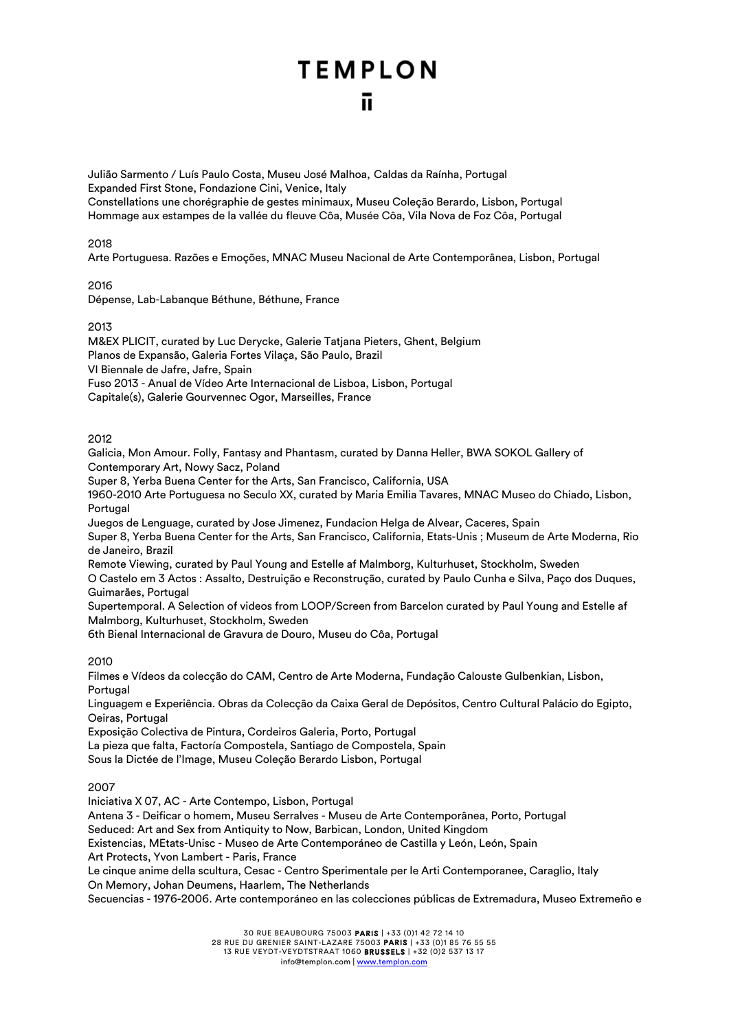Julião Sarmento / Luís Paulo Costa, Museu José Malhoa, Caldas da Raínha, Portugal
Expanded First Stone, Fondazione Cini, Venice, Italy
Constellations une chorégraphie de gestes minimaux, Museu Coleção Berardo, Lisbon, Portugal
Hommage aux estampes de la vallée du fleuve Côa, Musée Côa, Vila Nova de Foz Côa, Portugal

2018
Arte Portuguesa. Razões e Emoções, MNAC Museu Nacional de Arte Contemporânea, Lisbon, Portugal

2016
Dépense, Lab-Labanque Béthune, Béthune, France

2013
M&EX PLICIT, curated by Luc Derycke, Galerie Tatjana Pieters, Ghent, Belgium
Planos de Expansão, Galeria Fortes Vilaça, São Paulo, Brazil
VI Biennale de Jafre, Jafre, Spain
Fuso 2013 - Anual de Vídeo Arte Internacional de Lisboa, Lisbon, Portugal
Capitale(s), Galerie Gourvennec Ogor, Marseilles, France

2012
Galicia, Mon Amour. Folly, Fantasy and Phantasm, curated by Danna Heller, BWA SOKOL Gallery of Contemporary Art, Nowy Sacz, Poland
Super 8, Yerba Buena Center for the Arts, San Francisco, California, USA
1960-2010 Arte Portuguesa no Seculo XX, curated by Maria Emilia Tavares, MNAC Museo do Chiado, Lisbon, Portugal
Juegos de Lenguage, curated by Jose Jimenez, Fundacion Helga de Alvear, Caceres, Spain
Super 8, Yerba Buena Center for the Arts, San Francisco, California, Etats-Unis ; Museum de Arte Moderna, Rio de Janeiro, Brazil
Remote Viewing, curated by Paul Young and Estelle af Malmborg, Kulturhuset, Stockholm, Sweden
O Castelo em 3 Actos : Assalto, Destruição e Reconstrução, curated by Paulo Cunha e Silva, Paço dos Duques, Guimarães, Portugal
Supertemporal. A Selection of videos from LOOP/Screen from Barcelon curated by Paul Young and Estelle af Malmborg, Kulturhuset, Stockholm, Sweden
6th Bienal Internacional de Gravura de Douro, Museu do Côa, Portugal

2010
Filmes e Vídeos da colecção do CAM, Centro de Arte Moderna, Fundação Calouste Gulbenkian, Lisbon, Portugal
Linguagem e Experiência. Obras da Colecção da Caixa Geral de Depósitos, Centro Cultural Palácio do Egipto, Oeiras, Portugal
Exposição Colectiva de Pintura, Cordeiros Galeria, Porto, Portugal
La pieza que falta, Factoría Compostela, Santiago de Compostela, Spain
Sous la Dictée de l'Image, Museu Coleção Berardo Lisbon, Portugal

2007
Iniciativa X 07, AC - Arte Contempo, Lisbon, Portugal
Antena 3 - Deificar o homem, Museu Serralves - Museu de Arte Contemporânea, Porto, Portugal
Seduced: Art and Sex from Antiquity to Now, Barbican, London, United Kingdom
Existencias, MEtats-Unisc - Museo de Arte Contemporáneo de Castilla y León, León, Spain
Art Protects, Yvon Lambert - Paris, France
Le cinque anime della scultura, Cesac - Centro Sperimentale per le Arti Contemporanee, Caraglio, Italy
On Memory, Johan Deumens, Haarlem, The Netherlands
Secuencias - 1976-2006. Arte contemporáneo en las colecciones públicas de Extremadura, Museo Extremeño e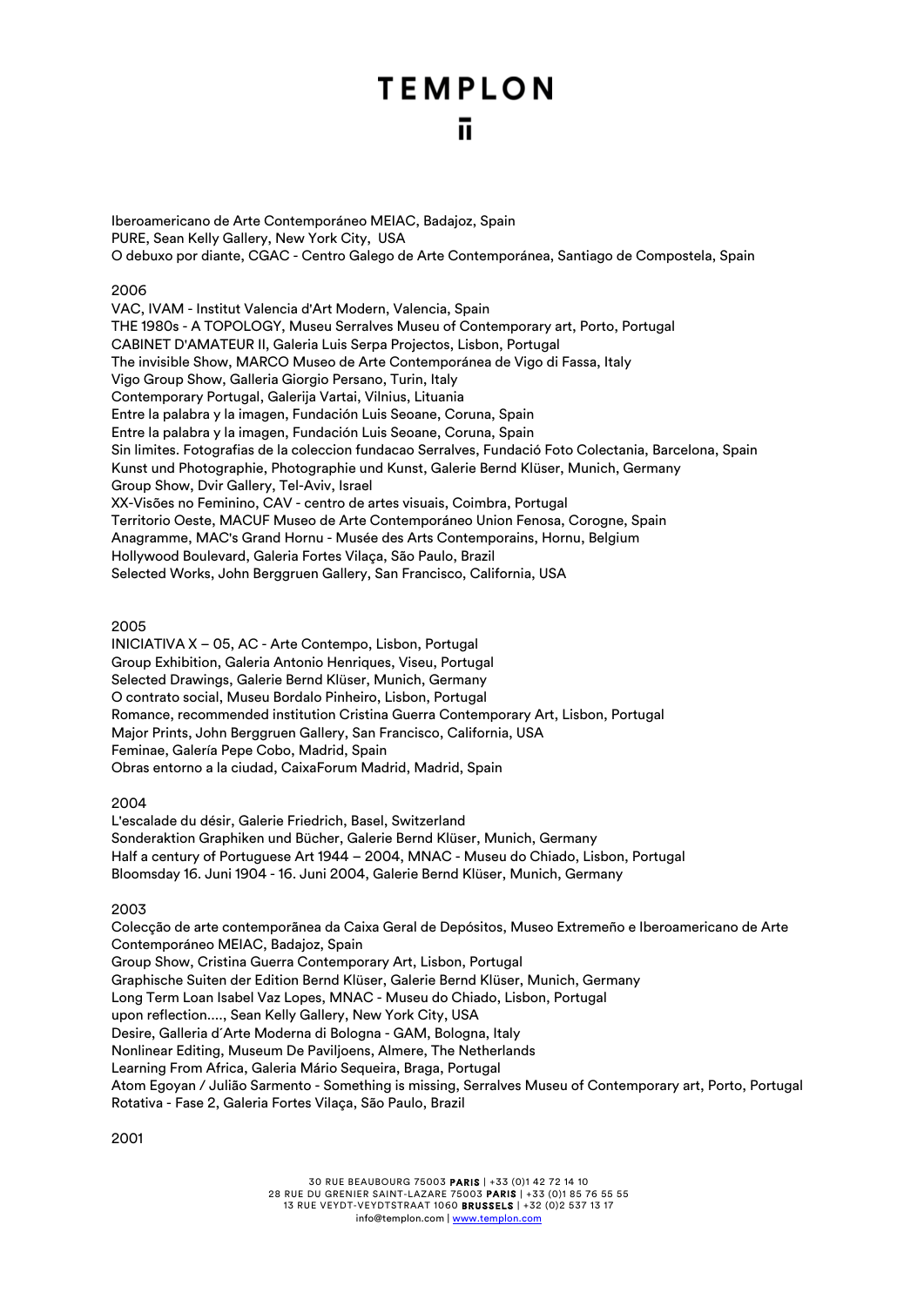Iberoamericano de Arte Contemporáneo MEIAC, Badajoz, Spain
PURE, Sean Kelly Gallery, New York City, USA
O debuxo por diante, CGAC - Centro Galego de Arte Contemporánea, Santiago de Compostela, Spain

2006

VAC, IVAM - Institut Valencia d'Art Modern, Valencia, Spain
THE 1980s - A TOPOLOGY, Museu Serralves Museu of Contemporary art, Porto, Portugal
CABINET D'AMATEUR II, Galeria Luis Serpa Projectos, Lisbon, Portugal
The invisible Show, MARCO Museo de Arte Contemporánea de Vigo di Fassa, Italy
Vigo Group Show, Galleria Giorgio Persano, Turin, Italy
Contemporary Portugal, Galerija Vartai, Vilnius, Lituania
Entre la palabra y la imagen, Fundación Luis Seoane, Coruna, Spain
Entre la palabra y la imagen, Fundación Luis Seoane, Coruna, Spain
Sin limites. Fotografias de la coleccion fundacao Serralves, Fundació Foto Colectania, Barcelona, Spain
Kunst und Photographie, Photographie und Kunst, Galerie Bernd Klüser, Munich, Germany
Group Show, Dvir Gallery, Tel-Aviv, Israel
XX-Visões no Feminino, CAV - centro de artes visuais, Coimbra, Portugal
Territorio Oeste, MACUF Museo de Arte Contemporáneo Union Fenosa, Corogne, Spain
Anagramme, MAC's Grand Hornu - Musée des Arts Contemporains, Hornu, Belgium
Hollywood Boulevard, Galeria Fortes Vilaça, São Paulo, Brazil
Selected Works, John Berggruen Gallery, San Francisco, California, USA

2005

INICIATIVA X – 05, AC - Arte Contempo, Lisbon, Portugal
Group Exhibition, Galeria Antonio Henriques, Viseu, Portugal
Selected Drawings, Galerie Bernd Klüser, Munich, Germany
O contrato social, Museu Bordalo Pinheiro, Lisbon, Portugal
Romance, recommended institution Cristina Guerra Contemporary Art, Lisbon, Portugal
Major Prints, John Berggruen Gallery, San Francisco, California, USA
Feminae, Galería Pepe Cobo, Madrid, Spain
Obras entorno a la ciudad, CaixaForum Madrid, Madrid, Spain

2004

L'escalade du désir, Galerie Friedrich, Basel, Switzerland
Sonderaktion Graphiken und Bücher, Galerie Bernd Klüser, Munich, Germany
Half a century of Portuguese Art 1944 – 2004, MNAC - Museu do Chiado, Lisbon, Portugal
Bloomsday 16. Juni 1904 - 16. Juni 2004, Galerie Bernd Klüser, Munich, Germany

2003

Colecção de arte contemporãnea da Caixa Geral de Depósitos, Museo Extremeño e Iberoamericano de Arte Contemporáneo MEIAC, Badajoz, Spain
Group Show, Cristina Guerra Contemporary Art, Lisbon, Portugal
Graphische Suiten der Edition Bernd Klüser, Galerie Bernd Klüser, Munich, Germany
Long Term Loan Isabel Vaz Lopes, MNAC - Museu do Chiado, Lisbon, Portugal
upon reflection...., Sean Kelly Gallery, New York City, USA
Desire, Galleria d´Arte Moderna di Bologna - GAM, Bologna, Italy
Nonlinear Editing, Museum De Paviljoens, Almere, The Netherlands
Learning From Africa, Galeria Mário Sequeira, Braga, Portugal
Atom Egoyan / Julião Sarmento - Something is missing, Serralves Museu of Contemporary art, Porto, Portugal
Rotativa - Fase 2, Galeria Fortes Vilaça, São Paulo, Brazil

2001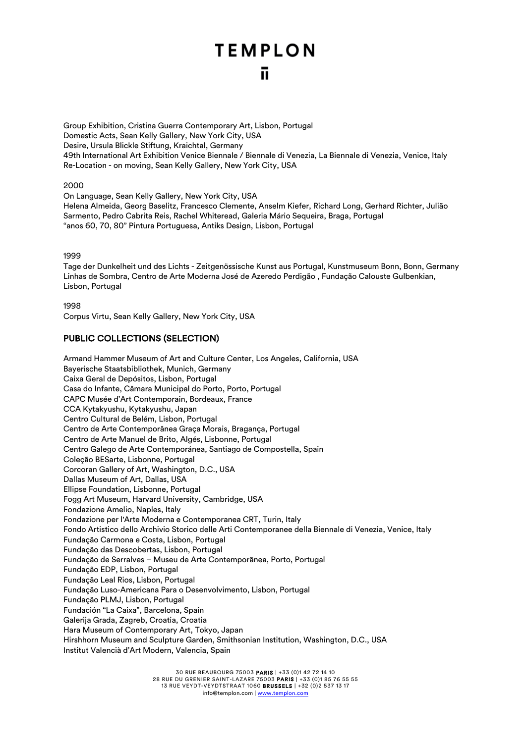Group Exhibition, Cristina Guerra Contemporary Art, Lisbon, Portugal
Domestic Acts, Sean Kelly Gallery, New York City, USA
Desire, Ursula Blickle Stiftung, Kraichtal, Germany
49th International Art Exhibition Venice Biennale / Biennale di Venezia, La Biennale di Venezia, Venice, Italy
Re-Location - on moving, Sean Kelly Gallery, New York City, USA

2000
On Language, Sean Kelly Gallery, New York City, USA
Helena Almeida, Georg Baselitz, Francesco Clemente, Anselm Kiefer, Richard Long, Gerhard Richter, Julião Sarmento, Pedro Cabrita Reis, Rachel Whiteread, Galeria Mário Sequeira, Braga, Portugal
"anos 60, 70, 80" Pintura Portuguesa, Antiks Design, Lisbon, Portugal

1999
Tage der Dunkelheit und des Lichts - Zeitgenössische Kunst aus Portugal, Kunstmuseum Bonn, Bonn, Germany
Linhas de Sombra, Centro de Arte Moderna José de Azeredo Perdigão , Fundação Calouste Gulbenkian, Lisbon, Portugal

1998
Corpus Virtu, Sean Kelly Gallery, New York City, USA

## PUBLIC COLLECTIONS (SELECTION)

Armand Hammer Museum of Art and Culture Center, Los Angeles, California, USA
Bayerische Staatsbibliothek, Munich, Germany
Caixa Geral de Depósitos, Lisbon, Portugal
Casa do Infante, Câmara Municipal do Porto, Porto, Portugal
CAPC Musée d'Art Contemporain, Bordeaux, France
CCA Kytakyushu, Kytakyushu, Japan
Centro Cultural de Belém, Lisbon, Portugal
Centro de Arte Contemporânea Graça Morais, Bragança, Portugal
Centro de Arte Manuel de Brito, Algés, Lisbonne, Portugal
Centro Galego de Arte Contemporánea, Santiago de Compostella, Spain
Coleção BESarte, Lisbonne, Portugal
Corcoran Gallery of Art, Washington, D.C., USA
Dallas Museum of Art, Dallas, USA
Ellipse Foundation, Lisbonne, Portugal
Fogg Art Museum, Harvard University, Cambridge, USA
Fondazione Amelio, Naples, Italy
Fondazione per l'Arte Moderna e Contemporanea CRT, Turin, Italy
Fondo Artistico dello Archivio Storico delle Arti Contemporanee della Biennale di Venezia, Venice, Italy
Fundação Carmona e Costa, Lisbon, Portugal
Fundação das Descobertas, Lisbon, Portugal
Fundação de Serralves – Museu de Arte Contemporânea, Porto, Portugal
Fundação EDP, Lisbon, Portugal
Fundação Leal Rios, Lisbon, Portugal
Fundação Luso-Americana Para o Desenvolvimento, Lisbon, Portugal
Fundação PLMJ, Lisbon, Portugal
Fundación "La Caixa", Barcelona, Spain
Galerija Grada, Zagreb, Croatia, Croatia
Hara Museum of Contemporary Art, Tokyo, Japan
Hirshhorn Museum and Sculpture Garden, Smithsonian Institution, Washington, D.C., USA
Institut Valencià d'Art Modern, Valencia, Spain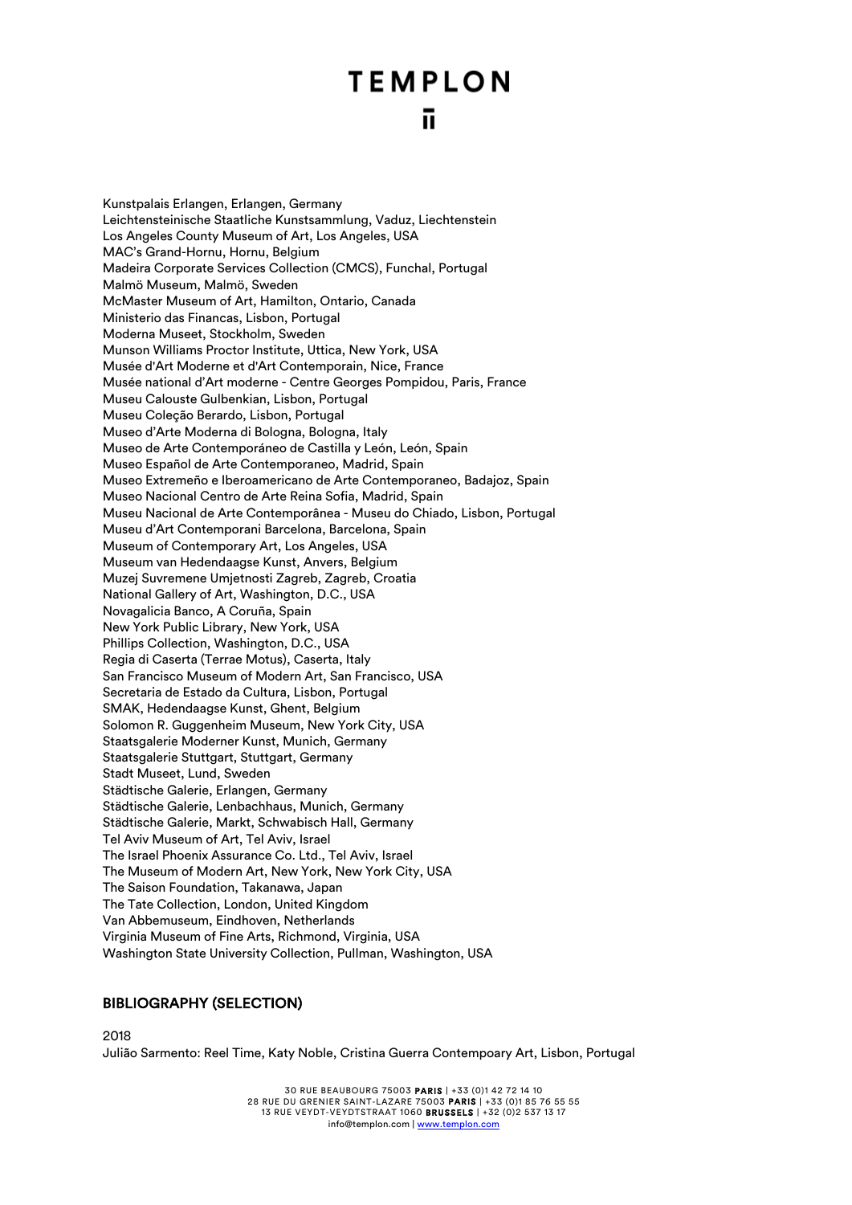Kunstpalais Erlangen, Erlangen, Germany
Leichtensteinische Staatliche Kunstsammlung, Vaduz, Liechtenstein
Los Angeles County Museum of Art, Los Angeles, USA
MAC's Grand-Hornu, Hornu, Belgium
Madeira Corporate Services Collection (CMCS), Funchal, Portugal
Malmö Museum, Malmö, Sweden
McMaster Museum of Art, Hamilton, Ontario, Canada
Ministerio das Financas, Lisbon, Portugal
Moderna Museet, Stockholm, Sweden
Munson Williams Proctor Institute, Uttica, New York, USA
Musée d'Art Moderne et d'Art Contemporain, Nice, France
Musée national d'Art moderne - Centre Georges Pompidou, Paris, France
Museu Calouste Gulbenkian, Lisbon, Portugal
Museu Coleção Berardo, Lisbon, Portugal
Museo d'Arte Moderna di Bologna, Bologna, Italy
Museo de Arte Contemporáneo de Castilla y León, León, Spain
Museo Español de Arte Contemporaneo, Madrid, Spain
Museo Extremeño e Iberoamericano de Arte Contemporaneo, Badajoz, Spain
Museo Nacional Centro de Arte Reina Sofia, Madrid, Spain
Museu Nacional de Arte Contemporânea - Museu do Chiado, Lisbon, Portugal
Museu d'Art Contemporani Barcelona, Barcelona, Spain
Museum of Contemporary Art, Los Angeles, USA
Museum van Hedendaagse Kunst, Anvers, Belgium
Muzej Suvremene Umjetnosti Zagreb, Zagreb, Croatia
National Gallery of Art, Washington, D.C., USA
Novagalicia Banco, A Coruña, Spain
New York Public Library, New York, USA
Phillips Collection, Washington, D.C., USA
Regia di Caserta (Terrae Motus), Caserta, Italy
San Francisco Museum of Modern Art, San Francisco, USA
Secretaria de Estado da Cultura, Lisbon, Portugal
SMAK, Hedendaagse Kunst, Ghent, Belgium
Solomon R. Guggenheim Museum, New York City, USA
Staatsgalerie Moderner Kunst, Munich, Germany
Staatsgalerie Stuttgart, Stuttgart, Germany
Stadt Museet, Lund, Sweden
Städtische Galerie, Erlangen, Germany
Städtische Galerie, Lenbachhaus, Munich, Germany
Städtische Galerie, Markt, Schwabisch Hall, Germany
Tel Aviv Museum of Art, Tel Aviv, Israel
The Israel Phoenix Assurance Co. Ltd., Tel Aviv, Israel
The Museum of Modern Art, New York, New York City, USA
The Saison Foundation, Takanawa, Japan
The Tate Collection, London, United Kingdom
Van Abbemuseum, Eindhoven, Netherlands
Virginia Museum of Fine Arts, Richmond, Virginia, USA
Washington State University Collection, Pullman, Washington, USA

## BIBLIOGRAPHY (SELECTION)

2018
Julião Sarmento: Reel Time, Katy Noble, Cristina Guerra Contempoary Art, Lisbon, Portugal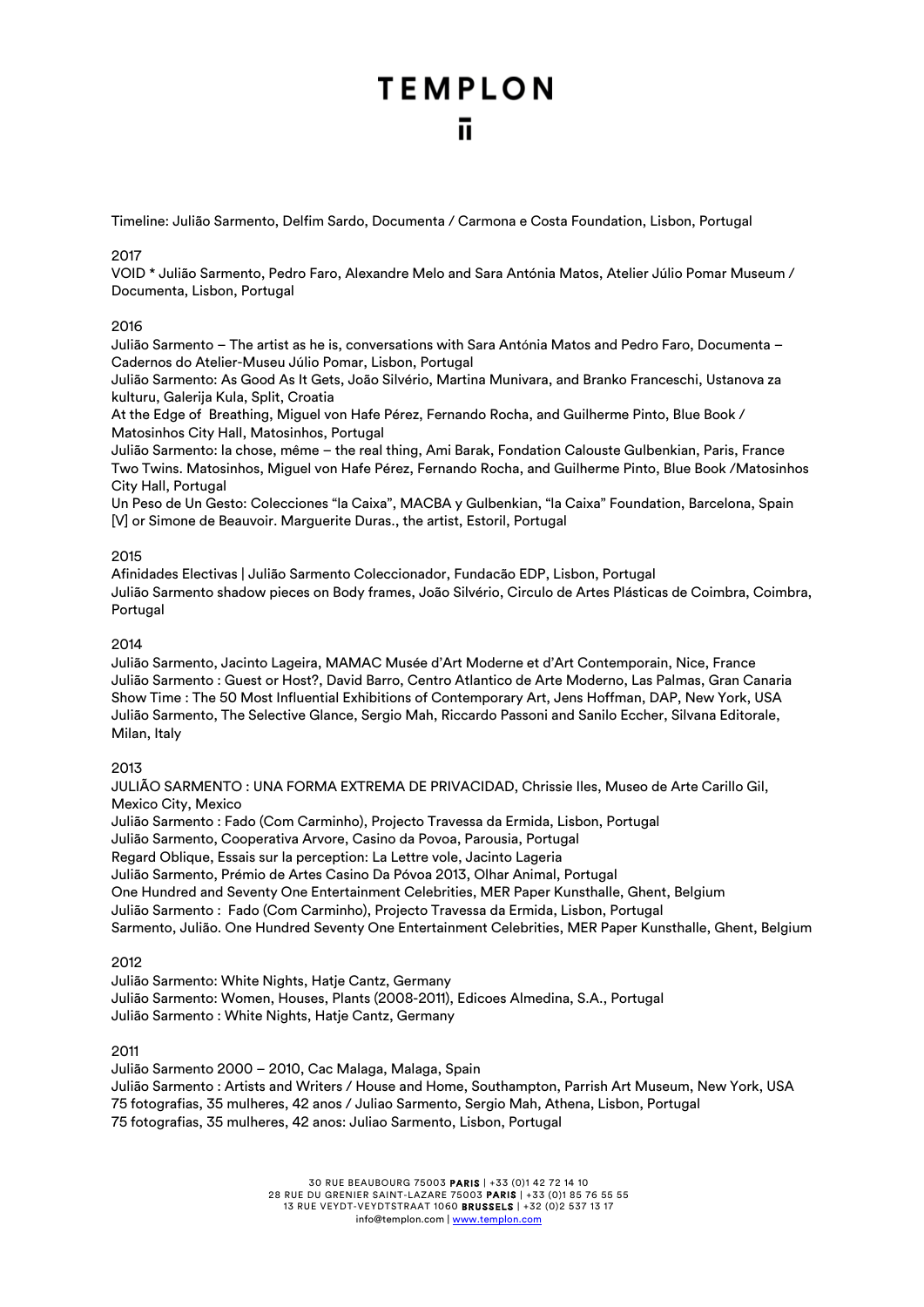Timeline: Julião Sarmento, Delfim Sardo, Documenta / Carmona e Costa Foundation, Lisbon, Portugal

2017

VOID * Julião Sarmento, Pedro Faro, Alexandre Melo and Sara Antónia Matos, Atelier Júlio Pomar Museum / Documenta, Lisbon, Portugal

2016

Julião Sarmento – The artist as he is, conversations with Sara Antónia Matos and Pedro Faro, Documenta – Cadernos do Atelier-Museu Júlio Pomar, Lisbon, Portugal
Julião Sarmento: As Good As It Gets, João Silvério, Martina Munivara, and Branko Franceschi, Ustanova za kulturu, Galerija Kula, Split, Croatia
At the Edge of Breathing, Miguel von Hafe Pérez, Fernando Rocha, and Guilherme Pinto, Blue Book / Matosinhos City Hall, Matosinhos, Portugal
Julião Sarmento: la chose, même – the real thing, Ami Barak, Fondation Calouste Gulbenkian, Paris, France
Two Twins. Matosinhos, Miguel von Hafe Pérez, Fernando Rocha, and Guilherme Pinto, Blue Book /Matosinhos City Hall, Portugal
Un Peso de Un Gesto: Colecciones "la Caixa", MACBA y Gulbenkian, "la Caixa" Foundation, Barcelona, Spain
[V] or Simone de Beauvoir. Marguerite Duras., the artist, Estoril, Portugal

2015

Afinidades Electivas | Julião Sarmento Coleccionador, Fundacão EDP, Lisbon, Portugal
Julião Sarmento shadow pieces on Body frames, João Silvério, Circulo de Artes Plásticas de Coimbra, Coimbra, Portugal

2014

Julião Sarmento, Jacinto Lageira, MAMAC Musée d'Art Moderne et d'Art Contemporain, Nice, France
Julião Sarmento : Guest or Host?, David Barro, Centro Atlantico de Arte Moderno, Las Palmas, Gran Canaria
Show Time : The 50 Most Influential Exhibitions of Contemporary Art, Jens Hoffman, DAP, New York, USA
Julião Sarmento, The Selective Glance, Sergio Mah, Riccardo Passoni and Sanilo Eccher, Silvana Editorale, Milan, Italy

2013

JULIÃO SARMENTO : UNA FORMA EXTREMA DE PRIVACIDAD, Chrissie Iles, Museo de Arte Carillo Gil, Mexico City, Mexico
Julião Sarmento : Fado (Com Carminho), Projecto Travessa da Ermida, Lisbon, Portugal
Julião Sarmento, Cooperativa Arvore, Casino da Povoa, Parousia, Portugal
Regard Oblique, Essais sur la perception: La Lettre vole, Jacinto Lageria
Julião Sarmento, Prémio de Artes Casino Da Póvoa 2013, Olhar Animal, Portugal
One Hundred and Seventy One Entertainment Celebrities, MER Paper Kunsthalle, Ghent, Belgium
Julião Sarmento : Fado (Com Carminho), Projecto Travessa da Ermida, Lisbon, Portugal
Sarmento, Julião. One Hundred Seventy One Entertainment Celebrities, MER Paper Kunsthalle, Ghent, Belgium

2012

Julião Sarmento: White Nights, Hatje Cantz, Germany
Julião Sarmento: Women, Houses, Plants (2008-2011), Edicoes Almedina, S.A., Portugal
Julião Sarmento : White Nights, Hatje Cantz, Germany

2011

Julião Sarmento 2000 – 2010, Cac Malaga, Malaga, Spain
Julião Sarmento : Artists and Writers / House and Home, Southampton, Parrish Art Museum, New York, USA
75 fotografias, 35 mulheres, 42 anos / Juliao Sarmento, Sergio Mah, Athena, Lisbon, Portugal
75 fotografias, 35 mulheres, 42 anos: Juliao Sarmento, Lisbon, Portugal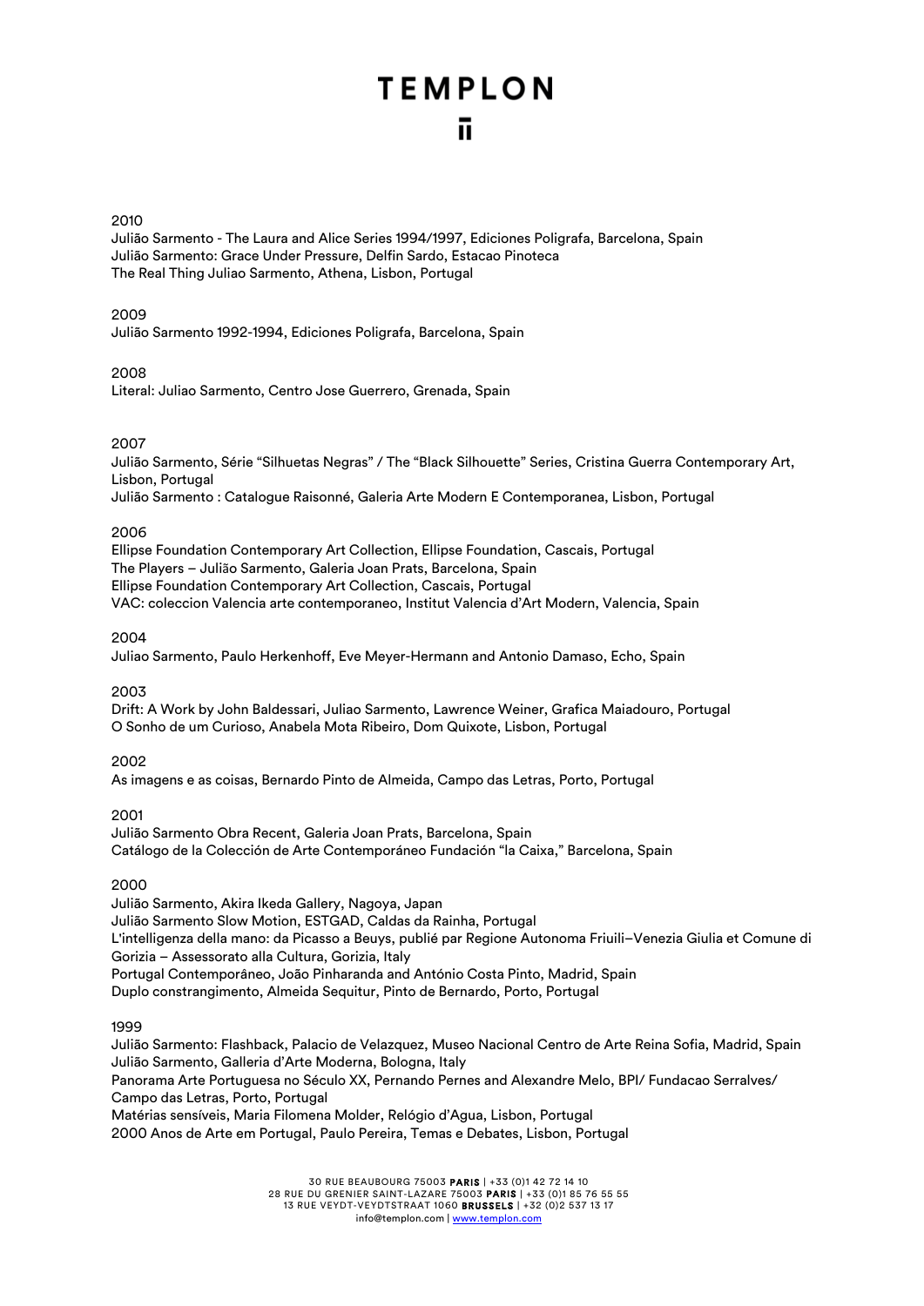2010

Julião Sarmento - The Laura and Alice Series 1994/1997, Ediciones Poligrafa, Barcelona, Spain
Julião Sarmento: Grace Under Pressure, Delfin Sardo, Estacao Pinoteca
The Real Thing Juliao Sarmento, Athena, Lisbon, Portugal

2009

Julião Sarmento 1992-1994, Ediciones Poligrafa, Barcelona, Spain

2008

Literal: Juliao Sarmento, Centro Jose Guerrero, Grenada, Spain

2007

Julião Sarmento, Série "Silhuetas Negras" / The "Black Silhouette" Series, Cristina Guerra Contemporary Art, Lisbon, Portugal
Julião Sarmento : Catalogue Raisonné, Galeria Arte Modern E Contemporanea, Lisbon, Portugal

2006

Ellipse Foundation Contemporary Art Collection, Ellipse Foundation, Cascais, Portugal
The Players – Julião Sarmento, Galeria Joan Prats, Barcelona, Spain
Ellipse Foundation Contemporary Art Collection, Cascais, Portugal
VAC: coleccion Valencia arte contemporaneo, Institut Valencia d'Art Modern, Valencia, Spain

2004

Juliao Sarmento, Paulo Herkenhoff, Eve Meyer-Hermann and Antonio Damaso, Echo, Spain

2003

Drift: A Work by John Baldessari, Juliao Sarmento, Lawrence Weiner, Grafica Maiadouro, Portugal
O Sonho de um Curioso, Anabela Mota Ribeiro, Dom Quixote, Lisbon, Portugal

2002

As imagens e as coisas, Bernardo Pinto de Almeida, Campo das Letras, Porto, Portugal

2001

Julião Sarmento Obra Recent, Galeria Joan Prats, Barcelona, Spain
Catálogo de la Colección de Arte Contemporáneo Fundación "la Caixa," Barcelona, Spain

2000

Julião Sarmento, Akira Ikeda Gallery, Nagoya, Japan
Julião Sarmento Slow Motion, ESTGAD, Caldas da Rainha, Portugal
L'intelligenza della mano: da Picasso a Beuys, publié par Regione Autonoma Friuili–Venezia Giulia et Comune di Gorizia – Assessorato alla Cultura, Gorizia, Italy
Portugal Contemporâneo, João Pinharanda and António Costa Pinto, Madrid, Spain
Duplo constrangimento, Almeida Sequitur, Pinto de Bernardo, Porto, Portugal

1999

Julião Sarmento: Flashback, Palacio de Velazquez, Museo Nacional Centro de Arte Reina Sofia, Madrid, Spain
Julião Sarmento, Galleria d'Arte Moderna, Bologna, Italy
Panorama Arte Portuguesa no Século XX, Pernando Pernes and Alexandre Melo, BPI/ Fundacao Serralves/ Campo das Letras, Porto, Portugal
Matérias sensíveis, Maria Filomena Molder, Relógio d'Agua, Lisbon, Portugal
2000 Anos de Arte em Portugal, Paulo Pereira, Temas e Debates, Lisbon, Portugal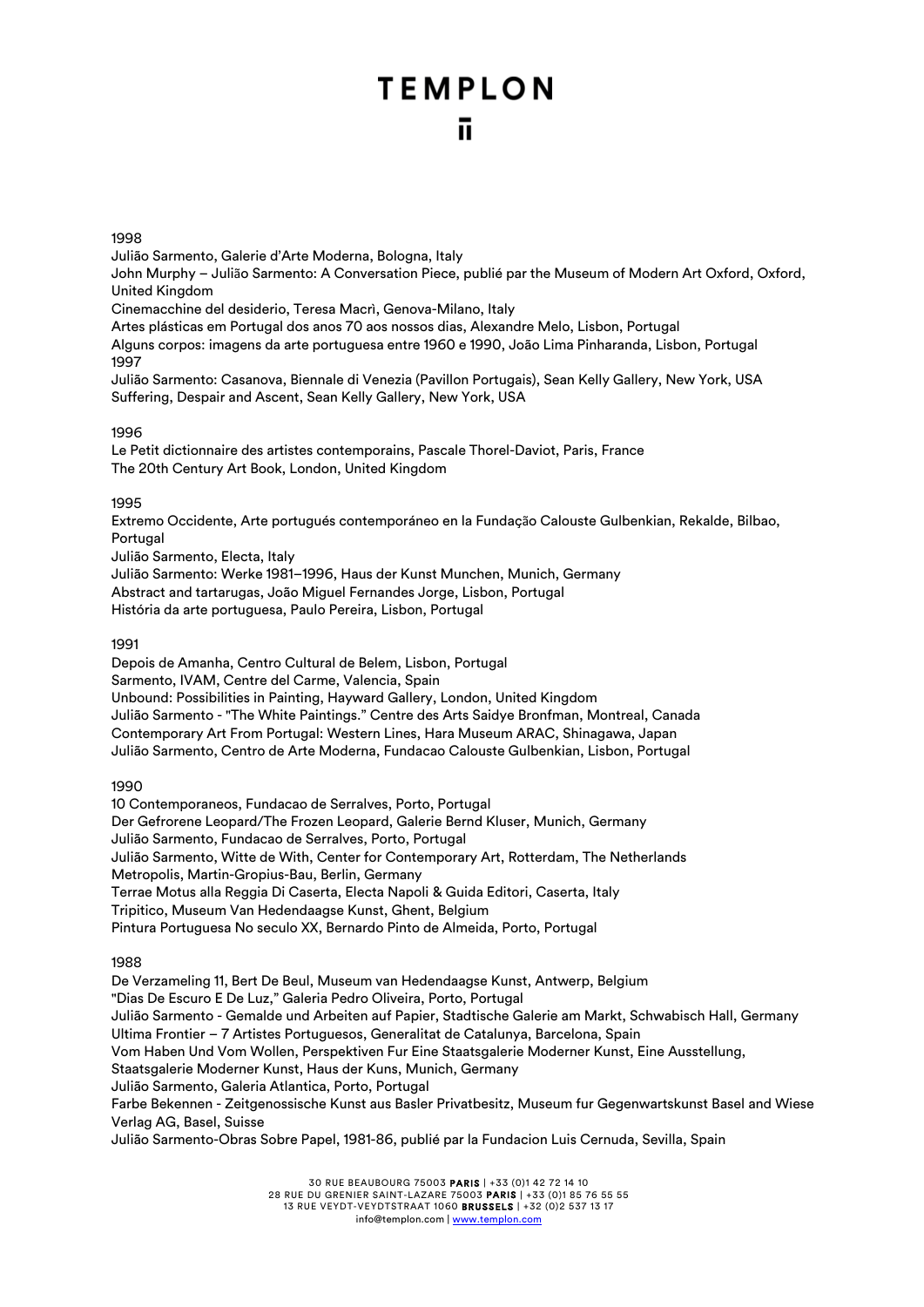1998

Julião Sarmento, Galerie d'Arte Moderna, Bologna, Italy
John Murphy – Julião Sarmento: A Conversation Piece, publié par the Museum of Modern Art Oxford, Oxford, United Kingdom
Cinemacchine del desiderio, Teresa Macrì, Genova-Milano, Italy
Artes plásticas em Portugal dos anos 70 aos nossos dias, Alexandre Melo, Lisbon, Portugal
Alguns corpos: imagens da arte portuguesa entre 1960 e 1990, João Lima Pinharanda, Lisbon, Portugal

1997

Julião Sarmento: Casanova, Biennale di Venezia (Pavillon Portugais), Sean Kelly Gallery, New York, USA
Suffering, Despair and Ascent, Sean Kelly Gallery, New York, USA

1996

Le Petit dictionnaire des artistes contemporains, Pascale Thorel-Daviot, Paris, France
The 20th Century Art Book, London, United Kingdom

1995

Extremo Occidente, Arte portugués contemporáneo en la Fundação Calouste Gulbenkian, Rekalde, Bilbao, Portugal
Julião Sarmento, Electa, Italy
Julião Sarmento: Werke 1981–1996, Haus der Kunst Munchen, Munich, Germany
Abstract and tartarugas, João Miguel Fernandes Jorge, Lisbon, Portugal
História da arte portuguesa, Paulo Pereira, Lisbon, Portugal

1991

Depois de Amanha, Centro Cultural de Belem, Lisbon, Portugal
Sarmento, IVAM, Centre del Carme, Valencia, Spain
Unbound: Possibilities in Painting, Hayward Gallery, London, United Kingdom
Julião Sarmento - "The White Paintings." Centre des Arts Saidye Bronfman, Montreal, Canada
Contemporary Art From Portugal: Western Lines, Hara Museum ARAC, Shinagawa, Japan
Julião Sarmento, Centro de Arte Moderna, Fundacao Calouste Gulbenkian, Lisbon, Portugal

1990

10 Contemporaneos, Fundacao de Serralves, Porto, Portugal
Der Gefrorene Leopard/The Frozen Leopard, Galerie Bernd Kluser, Munich, Germany
Julião Sarmento, Fundacao de Serralves, Porto, Portugal
Julião Sarmento, Witte de With, Center for Contemporary Art, Rotterdam, The Netherlands
Metropolis, Martin-Gropius-Bau, Berlin, Germany
Terrae Motus alla Reggia Di Caserta, Electa Napoli & Guida Editori, Caserta, Italy
Tripitico, Museum Van Hedendaagse Kunst, Ghent, Belgium
Pintura Portuguesa No seculo XX, Bernardo Pinto de Almeida, Porto, Portugal

1988

De Verzameling 11, Bert De Beul, Museum van Hedendaagse Kunst, Antwerp, Belgium
"Dias De Escuro E De Luz," Galeria Pedro Oliveira, Porto, Portugal
Julião Sarmento - Gemalde und Arbeiten auf Papier, Stadtische Galerie am Markt, Schwabisch Hall, Germany
Ultima Frontier – 7 Artistes Portuguesos, Generalitat de Catalunya, Barcelona, Spain
Vom Haben Und Vom Wollen, Perspektiven Fur Eine Staatsgalerie Moderner Kunst, Eine Ausstellung, Staatsgalerie Moderner Kunst, Haus der Kuns, Munich, Germany
Julião Sarmento, Galeria Atlantica, Porto, Portugal
Farbe Bekennen - Zeitgenossische Kunst aus Basler Privatbesitz, Museum fur Gegenwartskunst Basel and Wiese Verlag AG, Basel, Suisse
Julião Sarmento-Obras Sobre Papel, 1981-86, publié par la Fundacion Luis Cernuda, Sevilla, Spain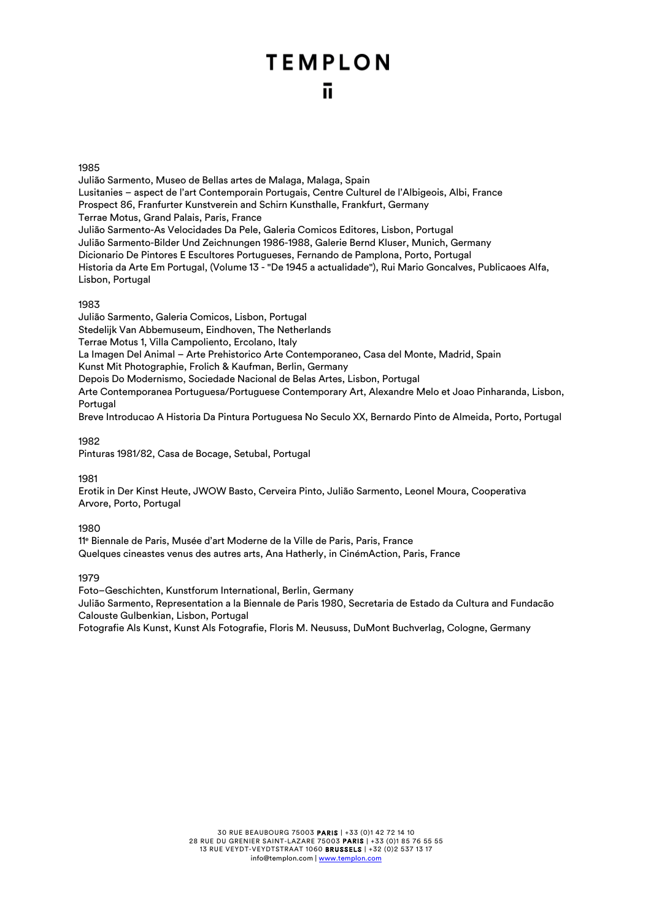1985

Julião Sarmento, Museo de Bellas artes de Malaga, Malaga, Spain
Lusitanies – aspect de l'art Contemporain Portugais, Centre Culturel de l'Albigeois, Albi, France
Prospect 86, Franfurter Kunstverein and Schirn Kunsthalle, Frankfurt, Germany
Terrae Motus, Grand Palais, Paris, France
Julião Sarmento-As Velocidades Da Pele, Galeria Comicos Editores, Lisbon, Portugal
Julião Sarmento-Bilder Und Zeichnungen 1986-1988, Galerie Bernd Kluser, Munich, Germany
Dicionario De Pintores E Escultores Portugueses, Fernando de Pamplona, Porto, Portugal
Historia da Arte Em Portugal, (Volume 13 - "De 1945 a actualidade"), Rui Mario Goncalves, Publicaoes Alfa, Lisbon, Portugal

1983

Julião Sarmento, Galeria Comicos, Lisbon, Portugal
Stedelijk Van Abbemuseum, Eindhoven, The Netherlands
Terrae Motus 1, Villa Campoliento, Ercolano, Italy
La Imagen Del Animal – Arte Prehistorico Arte Contemporaneo, Casa del Monte, Madrid, Spain
Kunst Mit Photographie, Frolich & Kaufman, Berlin, Germany
Depois Do Modernismo, Sociedade Nacional de Belas Artes, Lisbon, Portugal
Arte Contemporanea Portuguesa/Portuguese Contemporary Art, Alexandre Melo et Joao Pinharanda, Lisbon, Portugal
Breve Introducao A Historia Da Pintura Portuguesa No Seculo XX, Bernardo Pinto de Almeida, Porto, Portugal

1982

Pinturas 1981/82, Casa de Bocage, Setubal, Portugal

1981

Erotik in Der Kinst Heute, JWOW Basto, Cerveira Pinto, Julião Sarmento, Leonel Moura, Cooperativa Arvore, Porto, Portugal

1980

11e Biennale de Paris, Musée d'art Moderne de la Ville de Paris, Paris, France
Quelques cineastes venus des autres arts, Ana Hatherly, in CinémAction, Paris, France

1979

Foto–Geschichten, Kunstforum International, Berlin, Germany
Julião Sarmento, Representation a la Biennale de Paris 1980, Secretaria de Estado da Cultura and Fundacão Calouste Gulbenkian, Lisbon, Portugal
Fotografie Als Kunst, Kunst Als Fotografie, Floris M. Neususs, DuMont Buchverlag, Cologne, Germany